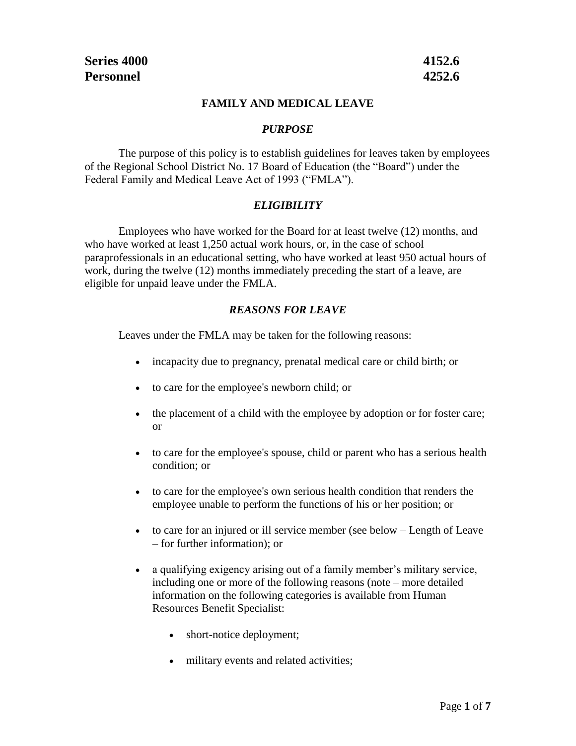**Series 4000** **4152.6**
**Personnel** **4252.6**

## FAMILY AND MEDICAL LEAVE

### *PURPOSE*

The purpose of this policy is to establish guidelines for leaves taken by employees of the Regional School District No. 17 Board of Education (the "Board") under the Federal Family and Medical Leave Act of 1993 ("FMLA").

### *ELIGIBILITY*

Employees who have worked for the Board for at least twelve (12) months, and who have worked at least 1,250 actual work hours, or, in the case of school paraprofessionals in an educational setting, who have worked at least 950 actual hours of work, during the twelve (12) months immediately preceding the start of a leave, are eligible for unpaid leave under the FMLA.

### *REASONS FOR LEAVE*

Leaves under the FMLA may be taken for the following reasons:

- incapacity due to pregnancy, prenatal medical care or child birth; or
- to care for the employee's newborn child; or
- the placement of a child with the employee by adoption or for foster care; or
- to care for the employee's spouse, child or parent who has a serious health condition; or
- to care for the employee's own serious health condition that renders the employee unable to perform the functions of his or her position; or
- to care for an injured or ill service member (see below – Length of Leave – for further information); or
- a qualifying exigency arising out of a family member's military service, including one or more of the following reasons (note – more detailed information on the following categories is available from Human Resources Benefit Specialist:
  - short-notice deployment;
  - military events and related activities;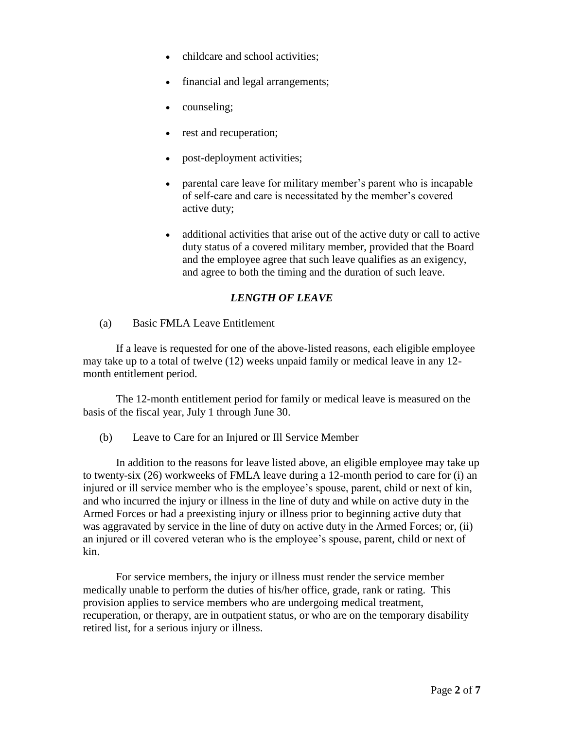- childcare and school activities;
- financial and legal arrangements;
- counseling;
- rest and recuperation;
- post-deployment activities;
- parental care leave for military member's parent who is incapable of self-care and care is necessitated by the member's covered active duty;
- additional activities that arise out of the active duty or call to active duty status of a covered military member, provided that the Board and the employee agree that such leave qualifies as an exigency, and agree to both the timing and the duration of such leave.

## *LENGTH OF LEAVE*

(a) Basic FMLA Leave Entitlement

If a leave is requested for one of the above-listed reasons, each eligible employee may take up to a total of twelve (12) weeks unpaid family or medical leave in any 12-month entitlement period.

The 12-month entitlement period for family or medical leave is measured on the basis of the fiscal year, July 1 through June 30.

(b) Leave to Care for an Injured or Ill Service Member

In addition to the reasons for leave listed above, an eligible employee may take up to twenty-six (26) workweeks of FMLA leave during a 12-month period to care for (i) an injured or ill service member who is the employee's spouse, parent, child or next of kin, and who incurred the injury or illness in the line of duty and while on active duty in the Armed Forces or had a preexisting injury or illness prior to beginning active duty that was aggravated by service in the line of duty on active duty in the Armed Forces; or, (ii) an injured or ill covered veteran who is the employee's spouse, parent, child or next of kin.

For service members, the injury or illness must render the service member medically unable to perform the duties of his/her office, grade, rank or rating. This provision applies to service members who are undergoing medical treatment, recuperation, or therapy, are in outpatient status, or who are on the temporary disability retired list, for a serious injury or illness.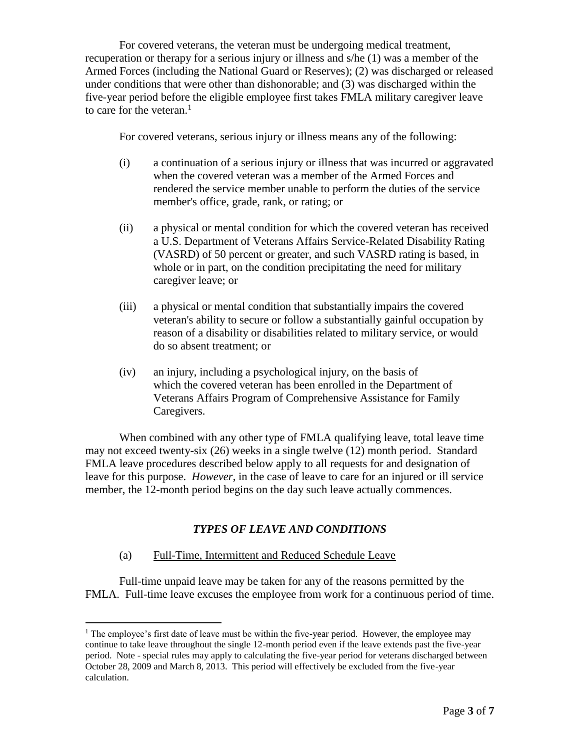For covered veterans, the veteran must be undergoing medical treatment, recuperation or therapy for a serious injury or illness and s/he (1) was a member of the Armed Forces (including the National Guard or Reserves); (2) was discharged or released under conditions that were other than dishonorable; and (3) was discharged within the five-year period before the eligible employee first takes FMLA military caregiver leave to care for the veteran.[1]

For covered veterans, serious injury or illness means any of the following:

(i) a continuation of a serious injury or illness that was incurred or aggravated when the covered veteran was a member of the Armed Forces and rendered the service member unable to perform the duties of the service member's office, grade, rank, or rating; or

(ii) a physical or mental condition for which the covered veteran has received a U.S. Department of Veterans Affairs Service-Related Disability Rating (VASRD) of 50 percent or greater, and such VASRD rating is based, in whole or in part, on the condition precipitating the need for military caregiver leave; or

(iii) a physical or mental condition that substantially impairs the covered veteran's ability to secure or follow a substantially gainful occupation by reason of a disability or disabilities related to military service, or would do so absent treatment; or

(iv) an injury, including a psychological injury, on the basis of which the covered veteran has been enrolled in the Department of Veterans Affairs Program of Comprehensive Assistance for Family Caregivers.

When combined with any other type of FMLA qualifying leave, total leave time may not exceed twenty-six (26) weeks in a single twelve (12) month period. Standard FMLA leave procedures described below apply to all requests for and designation of leave for this purpose. *However*, in the case of leave to care for an injured or ill service member, the 12-month period begins on the day such leave actually commences.

### *TYPES OF LEAVE AND CONDITIONS*

(a) Full-Time, Intermittent and Reduced Schedule Leave

Full-time unpaid leave may be taken for any of the reasons permitted by the FMLA. Full-time leave excuses the employee from work for a continuous period of time.

---

[1] The employee's first date of leave must be within the five-year period. However, the employee may continue to take leave throughout the single 12-month period even if the leave extends past the five-year period. Note - special rules may apply to calculating the five-year period for veterans discharged between October 28, 2009 and March 8, 2013. This period will effectively be excluded from the five-year calculation.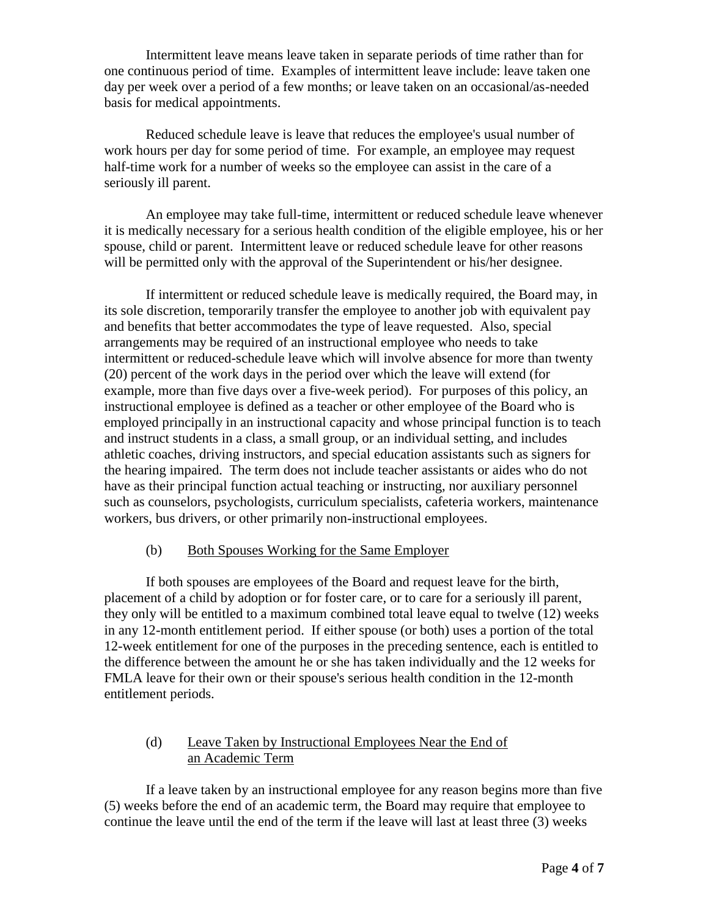Intermittent leave means leave taken in separate periods of time rather than for one continuous period of time. Examples of intermittent leave include: leave taken one day per week over a period of a few months; or leave taken on an occasional/as-needed basis for medical appointments.

Reduced schedule leave is leave that reduces the employee's usual number of work hours per day for some period of time. For example, an employee may request half-time work for a number of weeks so the employee can assist in the care of a seriously ill parent.

An employee may take full-time, intermittent or reduced schedule leave whenever it is medically necessary for a serious health condition of the eligible employee, his or her spouse, child or parent. Intermittent leave or reduced schedule leave for other reasons will be permitted only with the approval of the Superintendent or his/her designee.

If intermittent or reduced schedule leave is medically required, the Board may, in its sole discretion, temporarily transfer the employee to another job with equivalent pay and benefits that better accommodates the type of leave requested. Also, special arrangements may be required of an instructional employee who needs to take intermittent or reduced-schedule leave which will involve absence for more than twenty (20) percent of the work days in the period over which the leave will extend (for example, more than five days over a five-week period). For purposes of this policy, an instructional employee is defined as a teacher or other employee of the Board who is employed principally in an instructional capacity and whose principal function is to teach and instruct students in a class, a small group, or an individual setting, and includes athletic coaches, driving instructors, and special education assistants such as signers for the hearing impaired. The term does not include teacher assistants or aides who do not have as their principal function actual teaching or instructing, nor auxiliary personnel such as counselors, psychologists, curriculum specialists, cafeteria workers, maintenance workers, bus drivers, or other primarily non-instructional employees.

(b) Both Spouses Working for the Same Employer

If both spouses are employees of the Board and request leave for the birth, placement of a child by adoption or for foster care, or to care for a seriously ill parent, they only will be entitled to a maximum combined total leave equal to twelve (12) weeks in any 12-month entitlement period. If either spouse (or both) uses a portion of the total 12-week entitlement for one of the purposes in the preceding sentence, each is entitled to the difference between the amount he or she has taken individually and the 12 weeks for FMLA leave for their own or their spouse's serious health condition in the 12-month entitlement periods.

(d) Leave Taken by Instructional Employees Near the End of an Academic Term

If a leave taken by an instructional employee for any reason begins more than five (5) weeks before the end of an academic term, the Board may require that employee to continue the leave until the end of the term if the leave will last at least three (3) weeks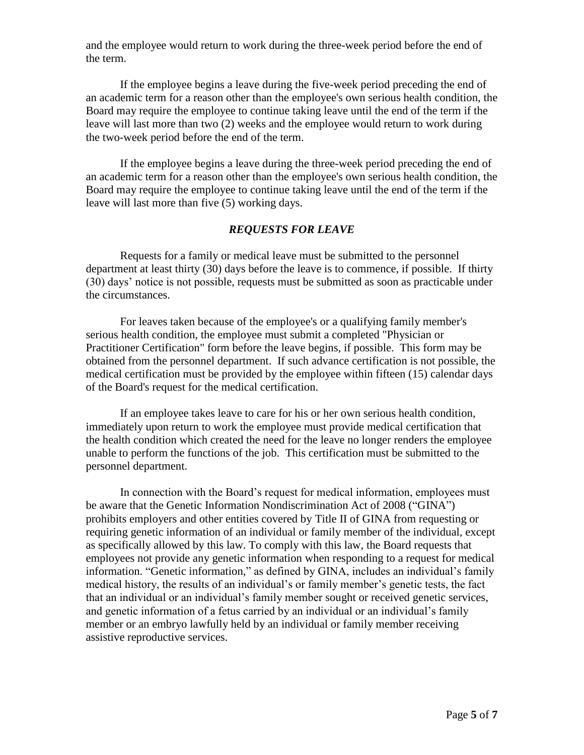and the employee would return to work during the three-week period before the end of the term.

If the employee begins a leave during the five-week period preceding the end of an academic term for a reason other than the employee's own serious health condition, the Board may require the employee to continue taking leave until the end of the term if the leave will last more than two (2) weeks and the employee would return to work during the two-week period before the end of the term.

If the employee begins a leave during the three-week period preceding the end of an academic term for a reason other than the employee's own serious health condition, the Board may require the employee to continue taking leave until the end of the term if the leave will last more than five (5) working days.

### ***REQUESTS FOR LEAVE***

Requests for a family or medical leave must be submitted to the personnel department at least thirty (30) days before the leave is to commence, if possible. If thirty (30) days' notice is not possible, requests must be submitted as soon as practicable under the circumstances.

For leaves taken because of the employee's or a qualifying family member's serious health condition, the employee must submit a completed "Physician or Practitioner Certification" form before the leave begins, if possible. This form may be obtained from the personnel department. If such advance certification is not possible, the medical certification must be provided by the employee within fifteen (15) calendar days of the Board's request for the medical certification.

If an employee takes leave to care for his or her own serious health condition, immediately upon return to work the employee must provide medical certification that the health condition which created the need for the leave no longer renders the employee unable to perform the functions of the job. This certification must be submitted to the personnel department.

In connection with the Board's request for medical information, employees must be aware that the Genetic Information Nondiscrimination Act of 2008 ("GINA") prohibits employers and other entities covered by Title II of GINA from requesting or requiring genetic information of an individual or family member of the individual, except as specifically allowed by this law. To comply with this law, the Board requests that employees not provide any genetic information when responding to a request for medical information. "Genetic information," as defined by GINA, includes an individual's family medical history, the results of an individual's or family member's genetic tests, the fact that an individual or an individual's family member sought or received genetic services, and genetic information of a fetus carried by an individual or an individual's family member or an embryo lawfully held by an individual or family member receiving assistive reproductive services.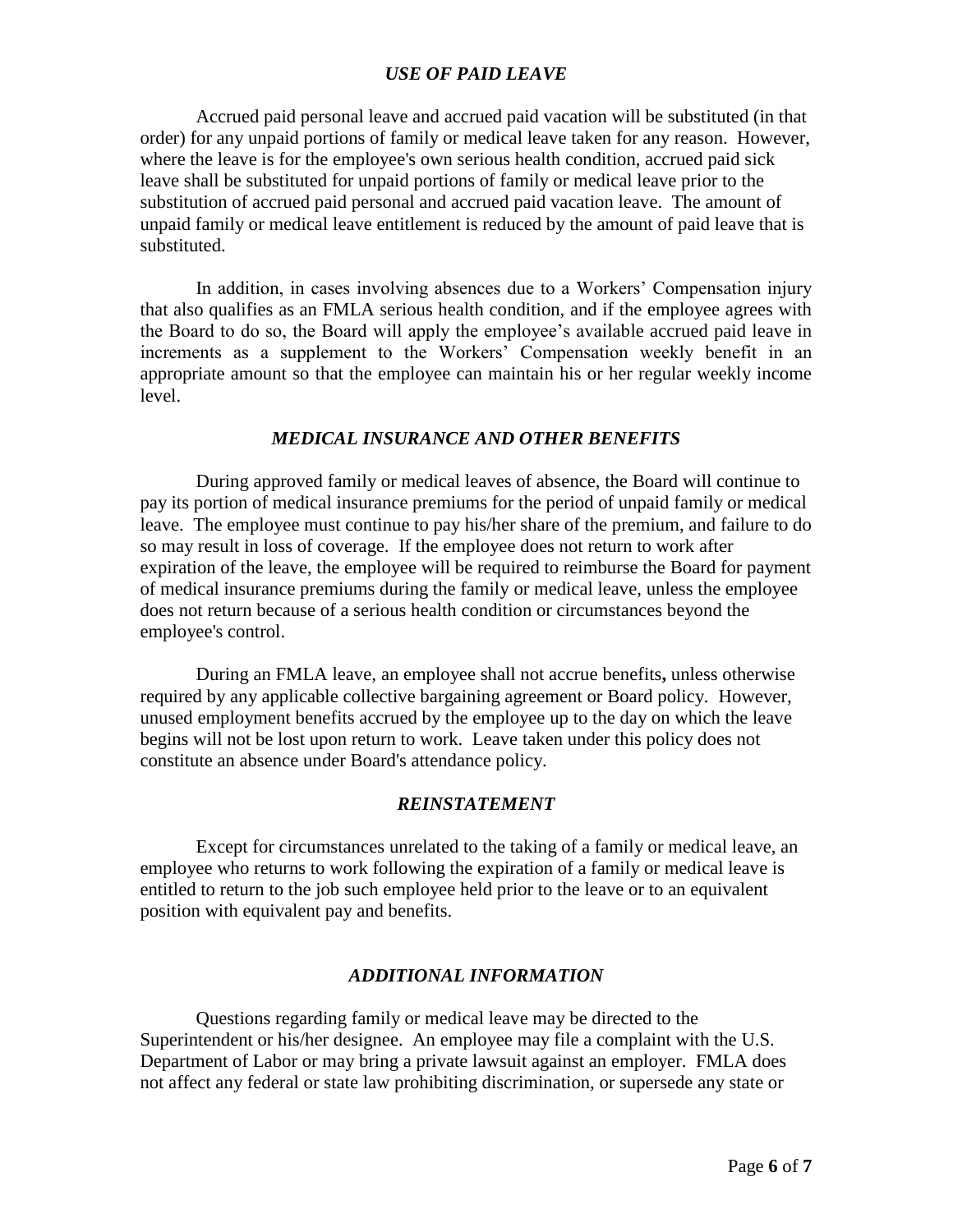### *USE OF PAID LEAVE*

Accrued paid personal leave and accrued paid vacation will be substituted (in that order) for any unpaid portions of family or medical leave taken for any reason. However, where the leave is for the employee's own serious health condition, accrued paid sick leave shall be substituted for unpaid portions of family or medical leave prior to the substitution of accrued paid personal and accrued paid vacation leave. The amount of unpaid family or medical leave entitlement is reduced by the amount of paid leave that is substituted.

In addition, in cases involving absences due to a Workers' Compensation injury that also qualifies as an FMLA serious health condition, and if the employee agrees with the Board to do so, the Board will apply the employee's available accrued paid leave in increments as a supplement to the Workers' Compensation weekly benefit in an appropriate amount so that the employee can maintain his or her regular weekly income level.

### *MEDICAL INSURANCE AND OTHER BENEFITS*

During approved family or medical leaves of absence, the Board will continue to pay its portion of medical insurance premiums for the period of unpaid family or medical leave. The employee must continue to pay his/her share of the premium, and failure to do so may result in loss of coverage. If the employee does not return to work after expiration of the leave, the employee will be required to reimburse the Board for payment of medical insurance premiums during the family or medical leave, unless the employee does not return because of a serious health condition or circumstances beyond the employee's control.

During an FMLA leave, an employee shall not accrue benefits**,** unless otherwise required by any applicable collective bargaining agreement or Board policy. However, unused employment benefits accrued by the employee up to the day on which the leave begins will not be lost upon return to work. Leave taken under this policy does not constitute an absence under Board's attendance policy.

### *REINSTATEMENT*

Except for circumstances unrelated to the taking of a family or medical leave, an employee who returns to work following the expiration of a family or medical leave is entitled to return to the job such employee held prior to the leave or to an equivalent position with equivalent pay and benefits.

### *ADDITIONAL INFORMATION*

Questions regarding family or medical leave may be directed to the Superintendent or his/her designee. An employee may file a complaint with the U.S. Department of Labor or may bring a private lawsuit against an employer. FMLA does not affect any federal or state law prohibiting discrimination, or supersede any state or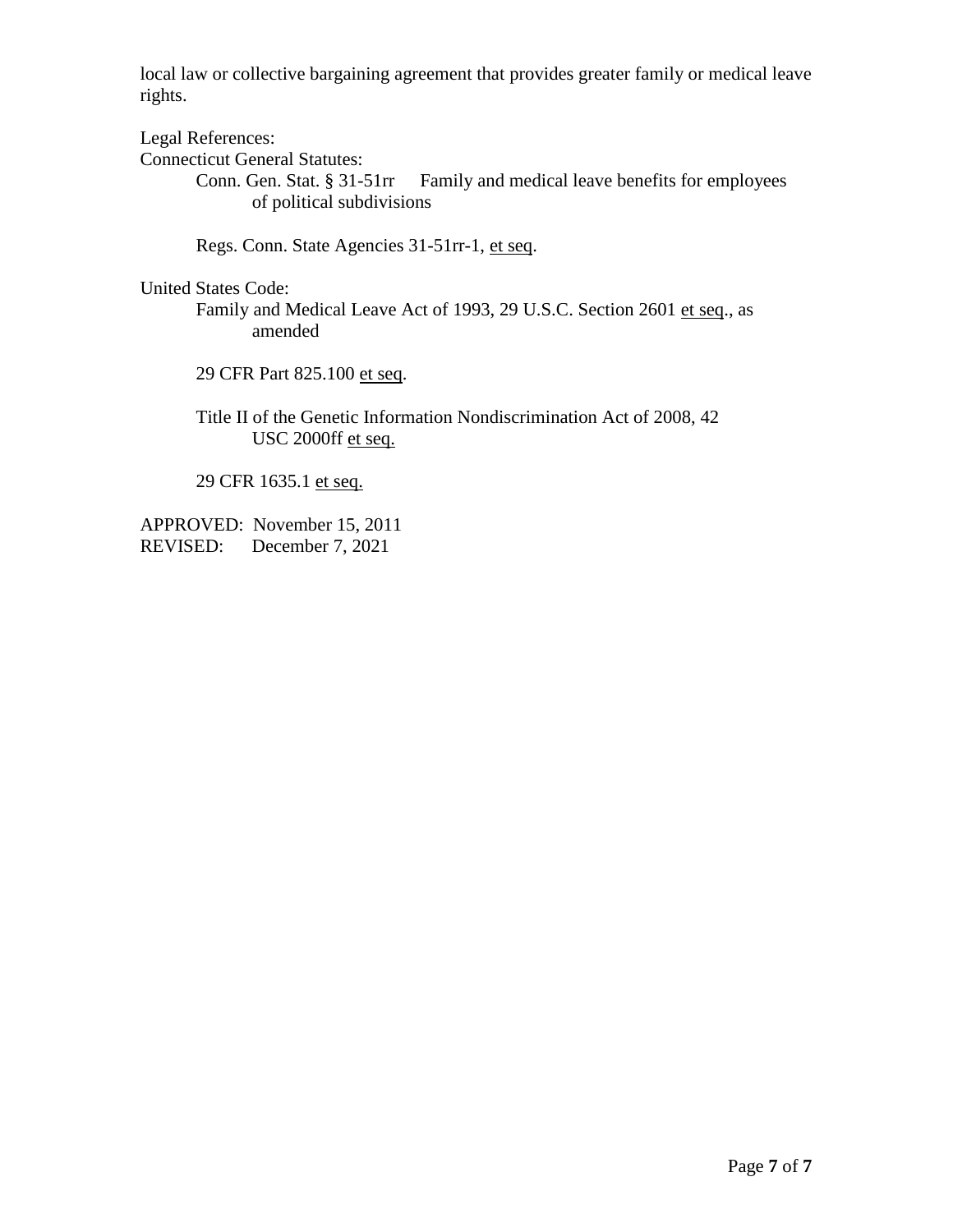local law or collective bargaining agreement that provides greater family or medical leave rights.

Legal References:

Connecticut General Statutes:

Conn. Gen. Stat. § 31-51rr Family and medical leave benefits for employees of political subdivisions

Regs. Conn. State Agencies 31-51rr-1, et seq.

United States Code:

Family and Medical Leave Act of 1993, 29 U.S.C. Section 2601 et seq., as amended

29 CFR Part 825.100 et seq.

Title II of the Genetic Information Nondiscrimination Act of 2008, 42 USC 2000ff et seq.

29 CFR 1635.1 et seq.

APPROVED: November 15, 2011
REVISED: December 7, 2021